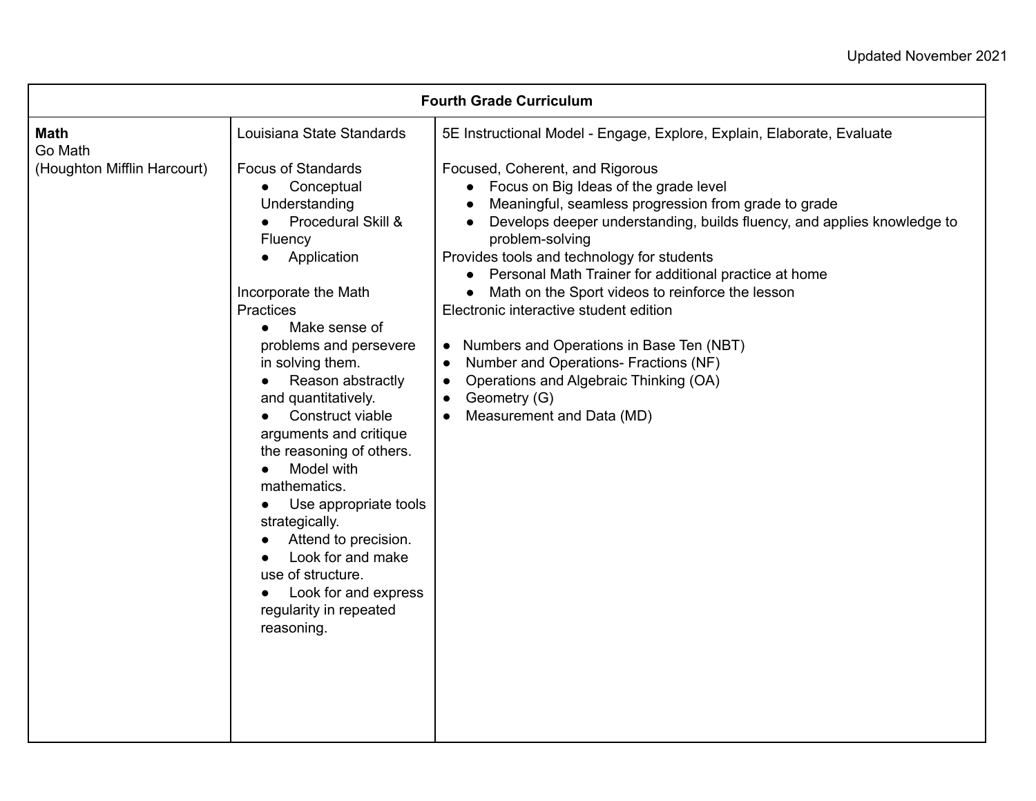Updated November 2021

| Fourth Grade Curriculum | | |
|---|---|---|
| **Math**<br>Go Math<br>(Houghton Mifflin Harcourt) | Louisiana State Standards<br><br>Focus of Standards<br>● Conceptual Understanding<br>● Procedural Skill & Fluency<br>● Application<br><br>Incorporate the Math Practices<br>● Make sense of problems and persevere in solving them.<br>● Reason abstractly and quantitatively.<br>● Construct viable arguments and critique the reasoning of others.<br>● Model with mathematics.<br>● Use appropriate tools strategically.<br>● Attend to precision.<br>● Look for and make use of structure.<br>● Look for and express regularity in repeated reasoning. | 5E Instructional Model - Engage, Explore, Explain, Elaborate, Evaluate<br><br>Focused, Coherent, and Rigorous<br>● Focus on Big Ideas of the grade level<br>● Meaningful, seamless progression from grade to grade<br>● Develops deeper understanding, builds fluency, and applies knowledge to problem-solving<br>Provides tools and technology for students<br>● Personal Math Trainer for additional practice at home<br>● Math on the Sport videos to reinforce the lesson<br>Electronic interactive student edition<br><br>● Numbers and Operations in Base Ten (NBT)<br>● Number and Operations- Fractions (NF)<br>● Operations and Algebraic Thinking (OA)<br>● Geometry (G)<br>● Measurement and Data (MD) |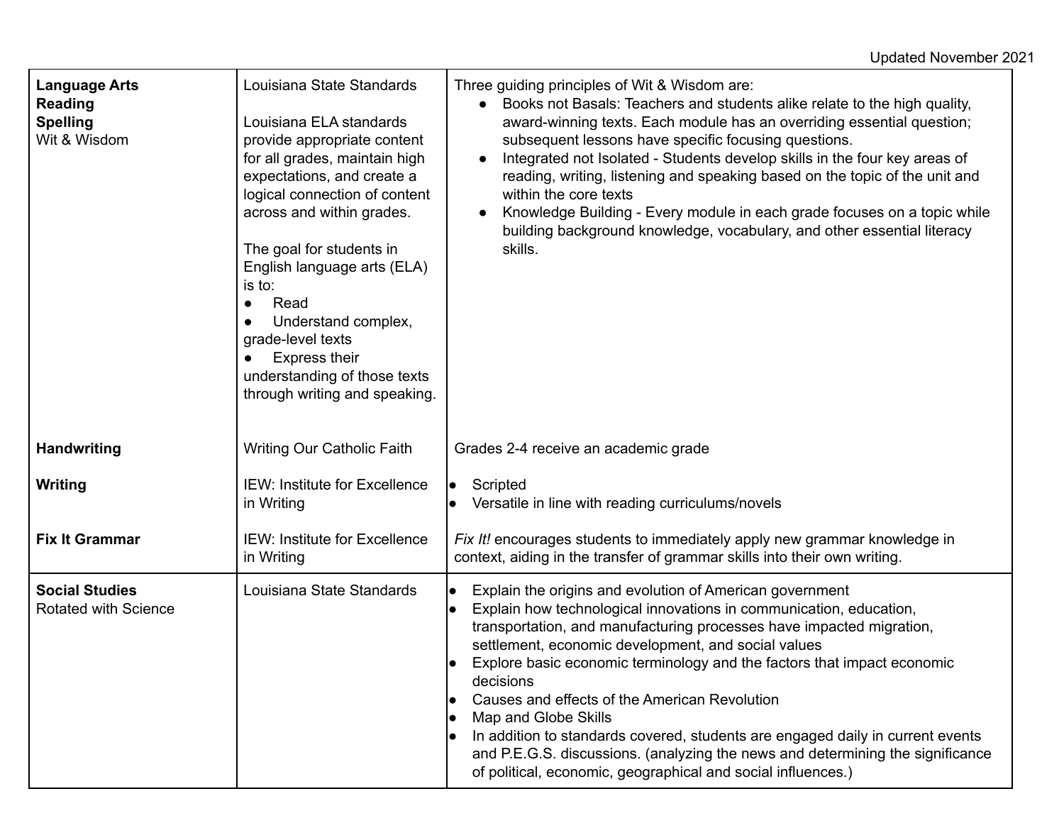Updated November 2021

| | | |
|---|---|---|
| **Language Arts**<br>**Reading**<br>**Spelling**<br>Wit & Wisdom | Louisiana State Standards<br><br>Louisiana ELA standards provide appropriate content for all grades, maintain high expectations, and create a logical connection of content across and within grades.<br><br>The goal for students in English language arts (ELA) is to:<br>● Read<br>● Understand complex, grade-level texts<br>● Express their understanding of those texts through writing and speaking. | Three guiding principles of Wit & Wisdom are:<br>● Books not Basals: Teachers and students alike relate to the high quality, award-winning texts. Each module has an overriding essential question; subsequent lessons have specific focusing questions.<br>● Integrated not Isolated - Students develop skills in the four key areas of reading, writing, listening and speaking based on the topic of the unit and within the core texts<br>● Knowledge Building - Every module in each grade focuses on a topic while building background knowledge, vocabulary, and other essential literacy skills. |
| **Handwriting** | Writing Our Catholic Faith | Grades 2-4 receive an academic grade |
| **Writing** | IEW: Institute for Excellence in Writing | ● Scripted<br>● Versatile in line with reading curriculums/novels |
| **Fix It Grammar** | IEW: Institute for Excellence in Writing | *Fix It!* encourages students to immediately apply new grammar knowledge in context, aiding in the transfer of grammar skills into their own writing. |
| **Social Studies**<br>Rotated with Science | Louisiana State Standards | ● Explain the origins and evolution of American government<br>● Explain how technological innovations in communication, education, transportation, and manufacturing processes have impacted migration, settlement, economic development, and social values<br>● Explore basic economic terminology and the factors that impact economic decisions<br>● Causes and effects of the American Revolution<br>● Map and Globe Skills<br>● In addition to standards covered, students are engaged daily in current events and P.E.G.S. discussions. (analyzing the news and determining the significance of political, economic, geographical and social influences.) |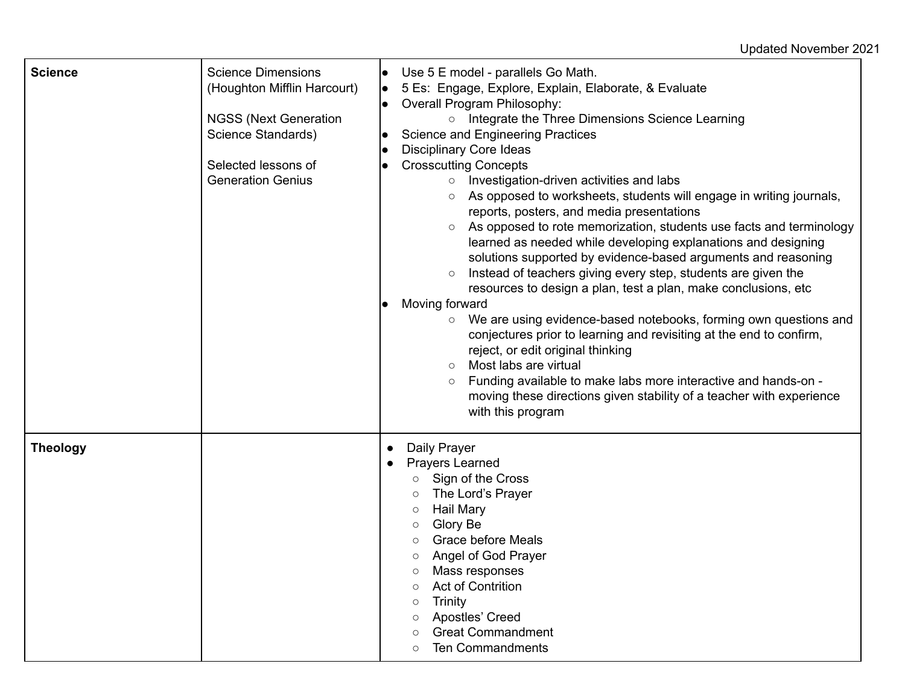Updated November 2021

| | | |
|---|---|---|
| **Science** | Science Dimensions (Houghton Mifflin Harcourt)<br><br>NGSS (Next Generation Science Standards)<br><br>Selected lessons of Generation Genius | • Use 5 E model - parallels Go Math.<br>• 5 Es: Engage, Explore, Explain, Elaborate, & Evaluate<br>• Overall Program Philosophy:<br>&nbsp;&nbsp;&nbsp;&nbsp;○ Integrate the Three Dimensions Science Learning<br>• Science and Engineering Practices<br>• Disciplinary Core Ideas<br>• Crosscutting Concepts<br>&nbsp;&nbsp;&nbsp;&nbsp;○ Investigation-driven activities and labs<br>&nbsp;&nbsp;&nbsp;&nbsp;○ As opposed to worksheets, students will engage in writing journals, reports, posters, and media presentations<br>&nbsp;&nbsp;&nbsp;&nbsp;○ As opposed to rote memorization, students use facts and terminology learned as needed while developing explanations and designing solutions supported by evidence-based arguments and reasoning<br>&nbsp;&nbsp;&nbsp;&nbsp;○ Instead of teachers giving every step, students are given the resources to design a plan, test a plan, make conclusions, etc<br>• Moving forward<br>&nbsp;&nbsp;&nbsp;&nbsp;○ We are using evidence-based notebooks, forming own questions and conjectures prior to learning and revisiting at the end to confirm, reject, or edit original thinking<br>&nbsp;&nbsp;&nbsp;&nbsp;○ Most labs are virtual<br>&nbsp;&nbsp;&nbsp;&nbsp;○ Funding available to make labs more interactive and hands-on - moving these directions given stability of a teacher with experience with this program |
| **Theology** | | • Daily Prayer<br>• Prayers Learned<br>&nbsp;&nbsp;&nbsp;&nbsp;○ Sign of the Cross<br>&nbsp;&nbsp;&nbsp;&nbsp;○ The Lord's Prayer<br>&nbsp;&nbsp;&nbsp;&nbsp;○ Hail Mary<br>&nbsp;&nbsp;&nbsp;&nbsp;○ Glory Be<br>&nbsp;&nbsp;&nbsp;&nbsp;○ Grace before Meals<br>&nbsp;&nbsp;&nbsp;&nbsp;○ Angel of God Prayer<br>&nbsp;&nbsp;&nbsp;&nbsp;○ Mass responses<br>&nbsp;&nbsp;&nbsp;&nbsp;○ Act of Contrition<br>&nbsp;&nbsp;&nbsp;&nbsp;○ Trinity<br>&nbsp;&nbsp;&nbsp;&nbsp;○ Apostles' Creed<br>&nbsp;&nbsp;&nbsp;&nbsp;○ Great Commandment<br>&nbsp;&nbsp;&nbsp;&nbsp;○ Ten Commandments |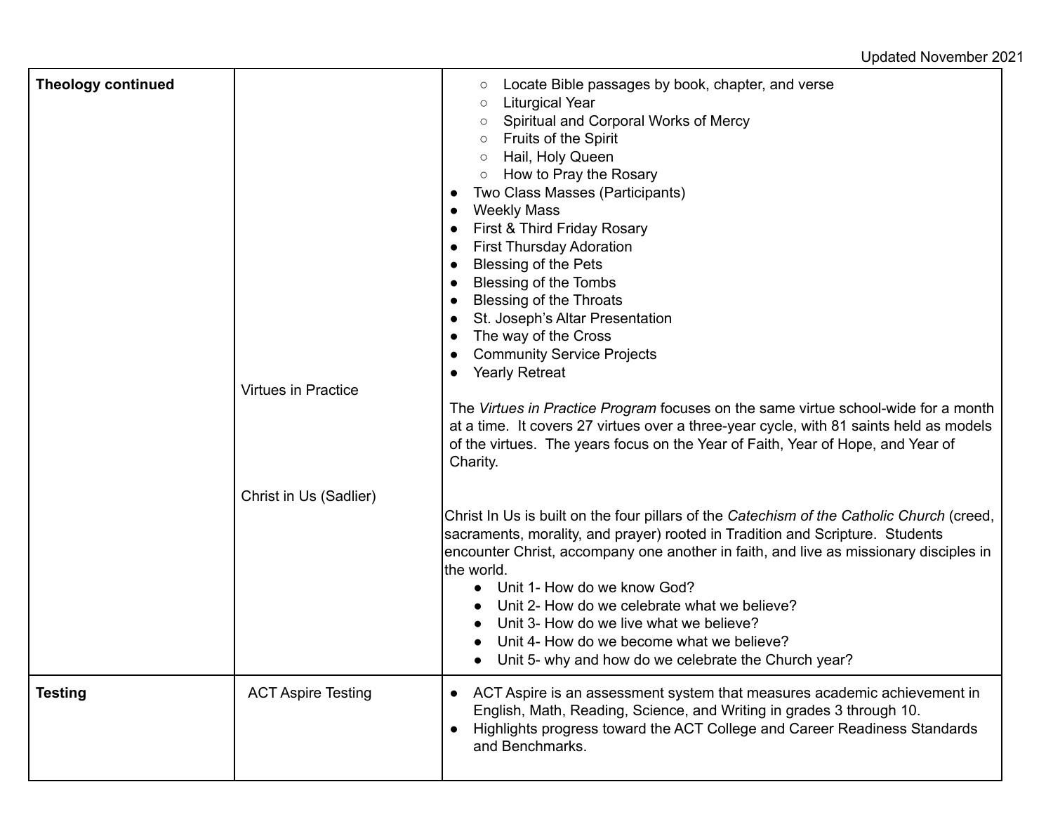| | | |
|---|---|---|
| **Theology continued** | | ○ Locate Bible passages by book, chapter, and verse<br>○ Liturgical Year<br>○ Spiritual and Corporal Works of Mercy<br>○ Fruits of the Spirit<br>○ Hail, Holy Queen<br>○ How to Pray the Rosary<br>● Two Class Masses (Participants)<br>● Weekly Mass<br>● First & Third Friday Rosary<br>● First Thursday Adoration<br>● Blessing of the Pets<br>● Blessing of the Tombs<br>● Blessing of the Throats<br>● St. Joseph's Altar Presentation<br>● The way of the Cross<br>● Community Service Projects<br>● Yearly Retreat |
| | Virtues in Practice | The *Virtues in Practice Program* focuses on the same virtue school-wide for a month at a time. It covers 27 virtues over a three-year cycle, with 81 saints held as models of the virtues. The years focus on the Year of Faith, Year of Hope, and Year of Charity. |
| | Christ in Us (Sadlier) | Christ In Us is built on the four pillars of the *Catechism of the Catholic Church* (creed, sacraments, morality, and prayer) rooted in Tradition and Scripture. Students encounter Christ, accompany one another in faith, and live as missionary disciples in the world.<br>● Unit 1- How do we know God?<br>● Unit 2- How do we celebrate what we believe?<br>● Unit 3- How do we live what we believe?<br>● Unit 4- How do we become what we believe?<br>● Unit 5- why and how do we celebrate the Church year? |
| **Testing** | ACT Aspire Testing | ● ACT Aspire is an assessment system that measures academic achievement in English, Math, Reading, Science, and Writing in grades 3 through 10.<br>● Highlights progress toward the ACT College and Career Readiness Standards and Benchmarks. |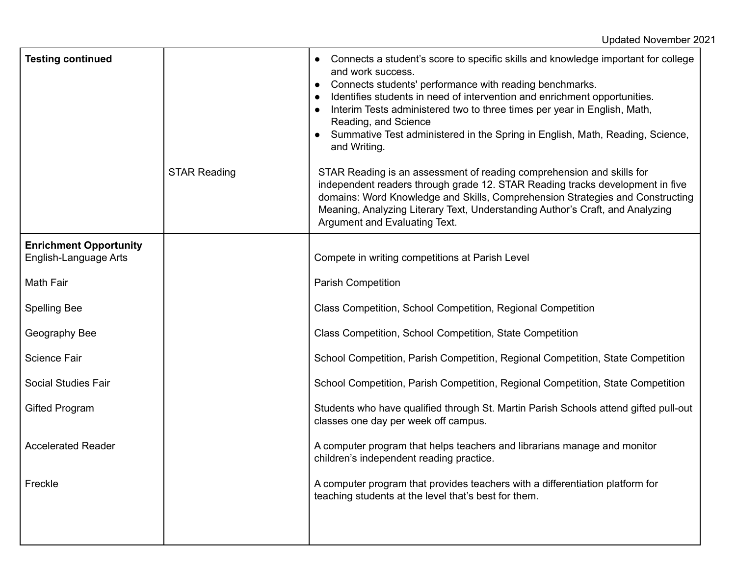Updated November 2021

| | | |
|---|---|---|
| **Testing continued** | | • Connects a student's score to specific skills and knowledge important for college and work success.<br>• Connects students' performance with reading benchmarks.<br>• Identifies students in need of intervention and enrichment opportunities.<br>• Interim Tests administered two to three times per year in English, Math, Reading, and Science<br>• Summative Test administered in the Spring in English, Math, Reading, Science, and Writing. |
| | STAR Reading | STAR Reading is an assessment of reading comprehension and skills for independent readers through grade 12. STAR Reading tracks development in five domains: Word Knowledge and Skills, Comprehension Strategies and Constructing Meaning, Analyzing Literary Text, Understanding Author's Craft, and Analyzing Argument and Evaluating Text. |
| **Enrichment Opportunity**<br>English-Language Arts | | Compete in writing competitions at Parish Level |
| Math Fair | | Parish Competition |
| Spelling Bee | | Class Competition, School Competition, Regional Competition |
| Geography Bee | | Class Competition, School Competition, State Competition |
| Science Fair | | School Competition, Parish Competition, Regional Competition, State Competition |
| Social Studies Fair | | School Competition, Parish Competition, Regional Competition, State Competition |
| Gifted Program | | Students who have qualified through St. Martin Parish Schools attend gifted pull-out classes one day per week off campus. |
| Accelerated Reader | | A computer program that helps teachers and librarians manage and monitor children's independent reading practice. |
| Freckle | | A computer program that provides teachers with a differentiation platform for teaching students at the level that's best for them. |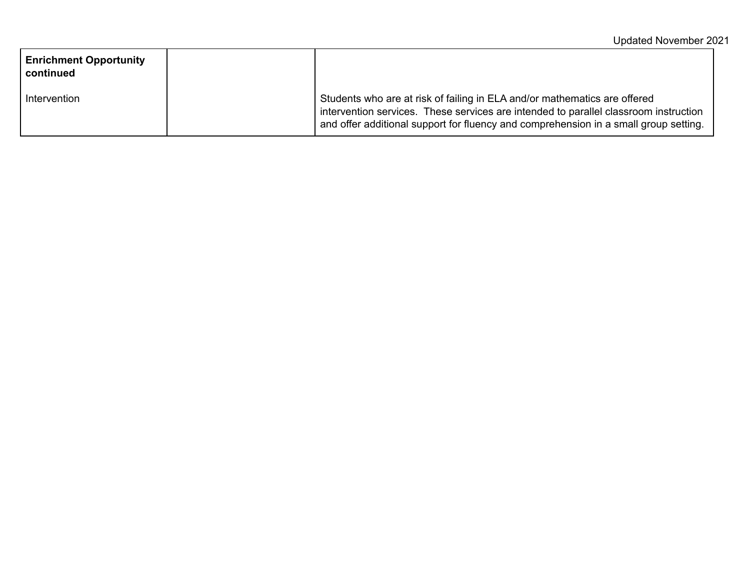| | | |
|---|---|---|
| **Enrichment Opportunity continued**<br><br>Intervention | | <br><br>Students who are at risk of failing in ELA and/or mathematics are offered intervention services. These services are intended to parallel classroom instruction and offer additional support for fluency and comprehension in a small group setting. |